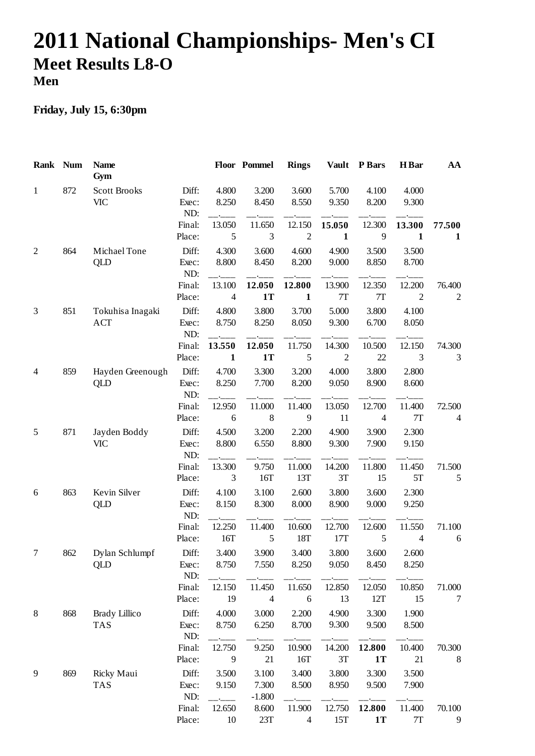# 2011 National Championships- Men's CI

## Meet Results L8-O

### Men

**Friday, July 15, 6:30pm**

| Rank | Num | Name / Gym | | Floor | Pommel | Rings | Vault | P Bars | H Bar | AA |
|---|---|---|---|---|---|---|---|---|---|---|
| 1 | 872 | Scott Brooks | Diff: | 4.800 | 3.200 | 3.600 | 5.700 | 4.100 | 4.000 | |
| | | VIC | Exec: | 8.250 | 8.450 | 8.550 | 9.350 | 8.200 | 9.300 | |
| | | | ND: | __.___ | __.___ | __.___ | __.___ | __.___ | __.___ | |
| | | | Final: | 13.050 | 11.650 | 12.150 | **15.050** | 12.300 | **13.300** | **77.500** |
| | | | Place: | 5 | 3 | 2 | **1** | 9 | **1** | **1** |
| 2 | 864 | Michael Tone | Diff: | 4.300 | 3.600 | 4.600 | 4.900 | 3.500 | 3.500 | |
| | | QLD | Exec: | 8.800 | 8.450 | 8.200 | 9.000 | 8.850 | 8.700 | |
| | | | ND: | __.___ | __.___ | __.___ | __.___ | __.___ | __.___ | |
| | | | Final: | 13.100 | **12.050** | **12.800** | 13.900 | 12.350 | 12.200 | 76.400 |
| | | | Place: | 4 | **1T** | **1** | 7T | 7T | 2 | 2 |
| 3 | 851 | Tokuhisa Inagaki | Diff: | 4.800 | 3.800 | 3.700 | 5.000 | 3.800 | 4.100 | |
| | | ACT | Exec: | 8.750 | 8.250 | 8.050 | 9.300 | 6.700 | 8.050 | |
| | | | ND: | __.___ | __.___ | __.___ | __.___ | __.___ | __.___ | |
| | | | Final: | **13.550** | **12.050** | 11.750 | 14.300 | 10.500 | 12.150 | 74.300 |
| | | | Place: | **1** | **1T** | 5 | 2 | 22 | 3 | 3 |
| 4 | 859 | Hayden Greenough | Diff: | 4.700 | 3.300 | 3.200 | 4.000 | 3.800 | 2.800 | |
| | | QLD | Exec: | 8.250 | 7.700 | 8.200 | 9.050 | 8.900 | 8.600 | |
| | | | ND: | __.___ | __.___ | __.___ | __.___ | __.___ | __.___ | |
| | | | Final: | 12.950 | 11.000 | 11.400 | 13.050 | 12.700 | 11.400 | 72.500 |
| | | | Place: | 6 | 8 | 9 | 11 | 4 | 7T | 4 |
| 5 | 871 | Jayden Boddy | Diff: | 4.500 | 3.200 | 2.200 | 4.900 | 3.900 | 2.300 | |
| | | VIC | Exec: | 8.800 | 6.550 | 8.800 | 9.300 | 7.900 | 9.150 | |
| | | | ND: | __.___ | __.___ | __.___ | __.___ | __.___ | __.___ | |
| | | | Final: | 13.300 | 9.750 | 11.000 | 14.200 | 11.800 | 11.450 | 71.500 |
| | | | Place: | 3 | 16T | 13T | 3T | 15 | 5T | 5 |
| 6 | 863 | Kevin Silver | Diff: | 4.100 | 3.100 | 2.600 | 3.800 | 3.600 | 2.300 | |
| | | QLD | Exec: | 8.150 | 8.300 | 8.000 | 8.900 | 9.000 | 9.250 | |
| | | | ND: | __.___ | __.___ | __.___ | __.___ | __.___ | __.___ | |
| | | | Final: | 12.250 | 11.400 | 10.600 | 12.700 | 12.600 | 11.550 | 71.100 |
| | | | Place: | 16T | 5 | 18T | 17T | 5 | 4 | 6 |
| 7 | 862 | Dylan Schlumpf | Diff: | 3.400 | 3.900 | 3.400 | 3.800 | 3.600 | 2.600 | |
| | | QLD | Exec: | 8.750 | 7.550 | 8.250 | 9.050 | 8.450 | 8.250 | |
| | | | ND: | __.___ | __.___ | __.___ | __.___ | __.___ | __.___ | |
| | | | Final: | 12.150 | 11.450 | 11.650 | 12.850 | 12.050 | 10.850 | 71.000 |
| | | | Place: | 19 | 4 | 6 | 13 | 12T | 15 | 7 |
| 8 | 868 | Brady Lillico | Diff: | 4.000 | 3.000 | 2.200 | 4.900 | 3.300 | 1.900 | |
| | | TAS | Exec: | 8.750 | 6.250 | 8.700 | 9.300 | 9.500 | 8.500 | |
| | | | ND: | __.___ | __.___ | __.___ | __.___ | __.___ | __.___ | |
| | | | Final: | 12.750 | 9.250 | 10.900 | 14.200 | **12.800** | 10.400 | 70.300 |
| | | | Place: | 9 | 21 | 16T | 3T | **1T** | 21 | 8 |
| 9 | 869 | Ricky Maui | Diff: | 3.500 | 3.100 | 3.400 | 3.800 | 3.300 | 3.500 | |
| | | TAS | Exec: | 9.150 | 7.300 | 8.500 | 8.950 | 9.500 | 7.900 | |
| | | | ND: | __.___ | -1.800 | __.___ | __.___ | __.___ | __.___ | |
| | | | Final: | 12.650 | 8.600 | 11.900 | 12.750 | **12.800** | 11.400 | 70.100 |
| | | | Place: | 10 | 23T | 4 | 15T | **1T** | 7T | 9 |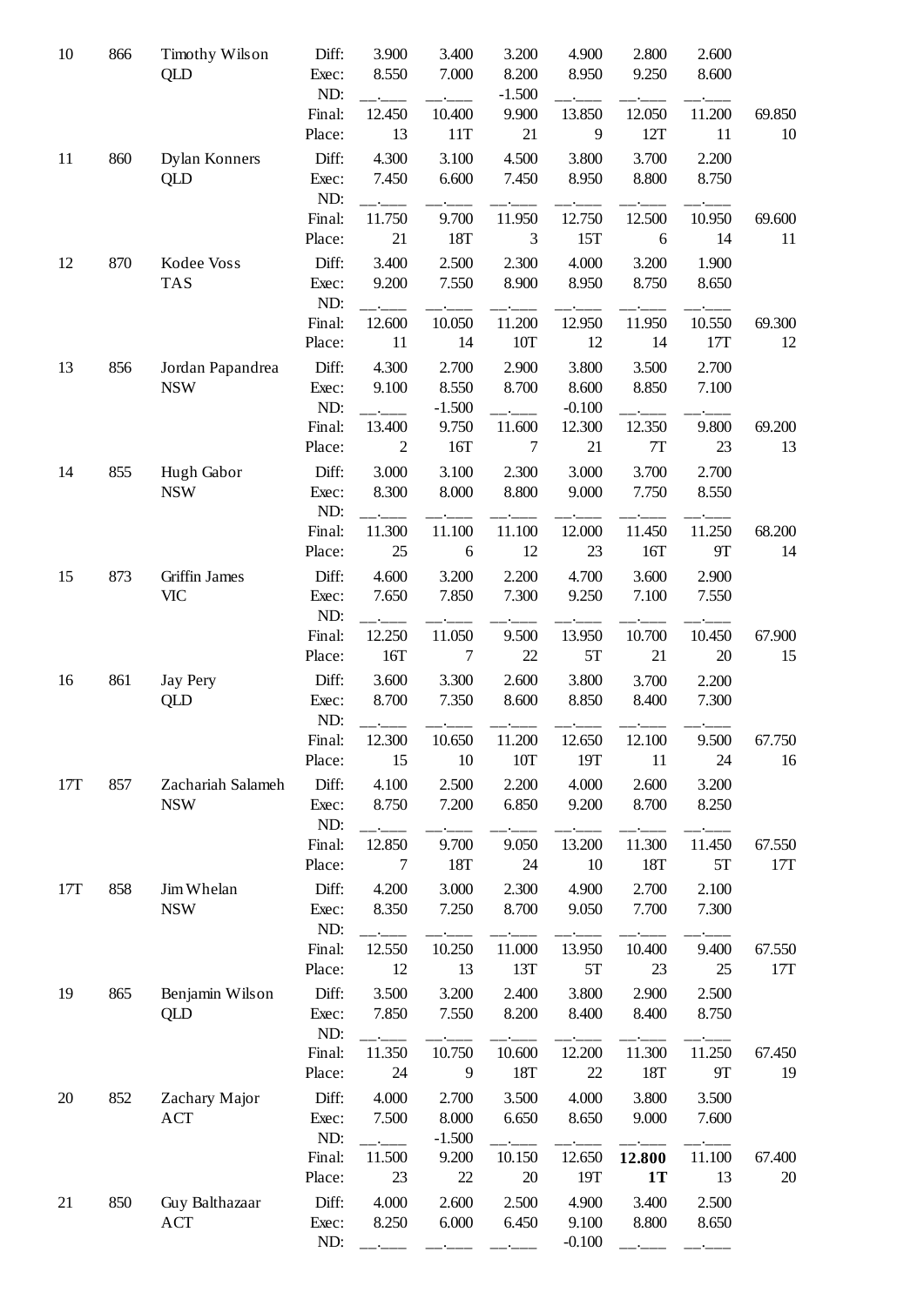| Rank | No. | Name | | Apparatus 1 | Apparatus 2 | Apparatus 3 | Apparatus 4 | Apparatus 5 | Apparatus 6 | Total |
|---|---|---|---|---|---|---|---|---|---|---|
| 10 | 866 | Timothy Wilson | Diff: | 3.900 | 3.400 | 3.200 | 4.900 | 2.800 | 2.600 | |
| | | QLD | Exec: | 8.550 | 7.000 | 8.200 | 8.950 | 9.250 | 8.600 | |
| | | | ND: | __.___ | __.___ | -1.500 | __.___ | __.___ | __.___ | |
| | | | Final: | 12.450 | 10.400 | 9.900 | 13.850 | 12.050 | 11.200 | 69.850 |
| | | | Place: | 13 | 11T | 21 | 9 | 12T | 11 | 10 |
| 11 | 860 | Dylan Konners | Diff: | 4.300 | 3.100 | 4.500 | 3.800 | 3.700 | 2.200 | |
| | | QLD | Exec: | 7.450 | 6.600 | 7.450 | 8.950 | 8.800 | 8.750 | |
| | | | ND: | __.___ | __.___ | __.___ | __.___ | __.___ | __.___ | |
| | | | Final: | 11.750 | 9.700 | 11.950 | 12.750 | 12.500 | 10.950 | 69.600 |
| | | | Place: | 21 | 18T | 3 | 15T | 6 | 14 | 11 |
| 12 | 870 | Kodee Voss | Diff: | 3.400 | 2.500 | 2.300 | 4.000 | 3.200 | 1.900 | |
| | | TAS | Exec: | 9.200 | 7.550 | 8.900 | 8.950 | 8.750 | 8.650 | |
| | | | ND: | __.___ | __.___ | __.___ | __.___ | __.___ | __.___ | |
| | | | Final: | 12.600 | 10.050 | 11.200 | 12.950 | 11.950 | 10.550 | 69.300 |
| | | | Place: | 11 | 14 | 10T | 12 | 14 | 17T | 12 |
| 13 | 856 | Jordan Papandrea | Diff: | 4.300 | 2.700 | 2.900 | 3.800 | 3.500 | 2.700 | |
| | | NSW | Exec: | 9.100 | 8.550 | 8.700 | 8.600 | 8.850 | 7.100 | |
| | | | ND: | __.___ | -1.500 | __.___ | -0.100 | __.___ | __.___ | |
| | | | Final: | 13.400 | 9.750 | 11.600 | 12.300 | 12.350 | 9.800 | 69.200 |
| | | | Place: | 2 | 16T | 7 | 21 | 7T | 23 | 13 |
| 14 | 855 | Hugh Gabor | Diff: | 3.000 | 3.100 | 2.300 | 3.000 | 3.700 | 2.700 | |
| | | NSW | Exec: | 8.300 | 8.000 | 8.800 | 9.000 | 7.750 | 8.550 | |
| | | | ND: | __.___ | __.___ | __.___ | __.___ | __.___ | __.___ | |
| | | | Final: | 11.300 | 11.100 | 11.100 | 12.000 | 11.450 | 11.250 | 68.200 |
| | | | Place: | 25 | 6 | 12 | 23 | 16T | 9T | 14 |
| 15 | 873 | Griffin James | Diff: | 4.600 | 3.200 | 2.200 | 4.700 | 3.600 | 2.900 | |
| | | VIC | Exec: | 7.650 | 7.850 | 7.300 | 9.250 | 7.100 | 7.550 | |
| | | | ND: | __.___ | __.___ | __.___ | __.___ | __.___ | __.___ | |
| | | | Final: | 12.250 | 11.050 | 9.500 | 13.950 | 10.700 | 10.450 | 67.900 |
| | | | Place: | 16T | 7 | 22 | 5T | 21 | 20 | 15 |
| 16 | 861 | Jay Pery | Diff: | 3.600 | 3.300 | 2.600 | 3.800 | 3.700 | 2.200 | |
| | | QLD | Exec: | 8.700 | 7.350 | 8.600 | 8.850 | 8.400 | 7.300 | |
| | | | ND: | __.___ | __.___ | __.___ | __.___ | __.___ | __.___ | |
| | | | Final: | 12.300 | 10.650 | 11.200 | 12.650 | 12.100 | 9.500 | 67.750 |
| | | | Place: | 15 | 10 | 10T | 19T | 11 | 24 | 16 |
| 17T | 857 | Zachariah Salameh | Diff: | 4.100 | 2.500 | 2.200 | 4.000 | 2.600 | 3.200 | |
| | | NSW | Exec: | 8.750 | 7.200 | 6.850 | 9.200 | 8.700 | 8.250 | |
| | | | ND: | __.___ | __.___ | __.___ | __.___ | __.___ | __.___ | |
| | | | Final: | 12.850 | 9.700 | 9.050 | 13.200 | 11.300 | 11.450 | 67.550 |
| | | | Place: | 7 | 18T | 24 | 10 | 18T | 5T | 17T |
| 17T | 858 | Jim Whelan | Diff: | 4.200 | 3.000 | 2.300 | 4.900 | 2.700 | 2.100 | |
| | | NSW | Exec: | 8.350 | 7.250 | 8.700 | 9.050 | 7.700 | 7.300 | |
| | | | ND: | __.___ | __.___ | __.___ | __.___ | __.___ | __.___ | |
| | | | Final: | 12.550 | 10.250 | 11.000 | 13.950 | 10.400 | 9.400 | 67.550 |
| | | | Place: | 12 | 13 | 13T | 5T | 23 | 25 | 17T |
| 19 | 865 | Benjamin Wilson | Diff: | 3.500 | 3.200 | 2.400 | 3.800 | 2.900 | 2.500 | |
| | | QLD | Exec: | 7.850 | 7.550 | 8.200 | 8.400 | 8.400 | 8.750 | |
| | | | ND: | __.___ | __.___ | __.___ | __.___ | __.___ | __.___ | |
| | | | Final: | 11.350 | 10.750 | 10.600 | 12.200 | 11.300 | 11.250 | 67.450 |
| | | | Place: | 24 | 9 | 18T | 22 | 18T | 9T | 19 |
| 20 | 852 | Zachary Major | Diff: | 4.000 | 2.700 | 3.500 | 4.000 | 3.800 | 3.500 | |
| | | ACT | Exec: | 7.500 | 8.000 | 6.650 | 8.650 | 9.000 | 7.600 | |
| | | | ND: | __.___ | -1.500 | __.___ | __.___ | __.___ | __.___ | |
| | | | Final: | 11.500 | 9.200 | 10.150 | 12.650 | **12.800** | 11.100 | 67.400 |
| | | | Place: | 23 | 22 | 20 | 19T | **1T** | 13 | 20 |
| 21 | 850 | Guy Balthazaar | Diff: | 4.000 | 2.600 | 2.500 | 4.900 | 3.400 | 2.500 | |
| | | ACT | Exec: | 8.250 | 6.000 | 6.450 | 9.100 | 8.800 | 8.650 | |
| | | | ND: | __.___ | __.___ | __.___ | -0.100 | __.___ | __.___ | |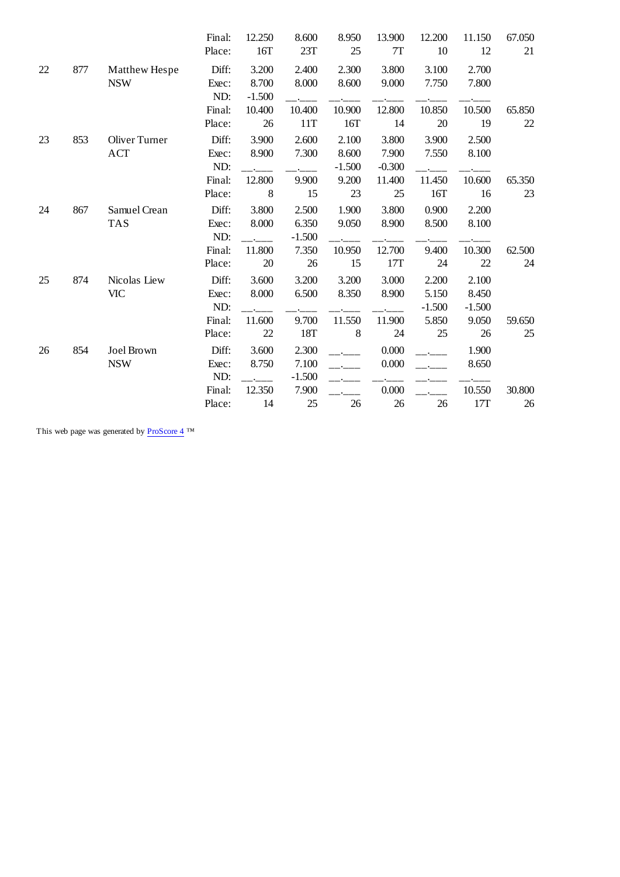| | | | | | | | | | | |
|---|---|---|---|---|---|---|---|---|---|---|
| | | | Final: | 12.250 | 8.600 | 8.950 | 13.900 | 12.200 | 11.150 | 67.050 |
| | | | Place: | 16T | 23T | 25 | 7T | 10 | 12 | 21 |
| 22 | 877 | Matthew Hespe | Diff: | 3.200 | 2.400 | 2.300 | 3.800 | 3.100 | 2.700 | |
| | | NSW | Exec: | 8.700 | 8.000 | 8.600 | 9.000 | 7.750 | 7.800 | |
| | | | ND: | -1.500 | __.___ | __.___ | __.___ | __.___ | __.___ | |
| | | | Final: | 10.400 | 10.400 | 10.900 | 12.800 | 10.850 | 10.500 | 65.850 |
| | | | Place: | 26 | 11T | 16T | 14 | 20 | 19 | 22 |
| 23 | 853 | Oliver Turner | Diff: | 3.900 | 2.600 | 2.100 | 3.800 | 3.900 | 2.500 | |
| | | ACT | Exec: | 8.900 | 7.300 | 8.600 | 7.900 | 7.550 | 8.100 | |
| | | | ND: | __.___ | __.___ | -1.500 | -0.300 | __.___ | __.___ | |
| | | | Final: | 12.800 | 9.900 | 9.200 | 11.400 | 11.450 | 10.600 | 65.350 |
| | | | Place: | 8 | 15 | 23 | 25 | 16T | 16 | 23 |
| 24 | 867 | Samuel Crean | Diff: | 3.800 | 2.500 | 1.900 | 3.800 | 0.900 | 2.200 | |
| | | TAS | Exec: | 8.000 | 6.350 | 9.050 | 8.900 | 8.500 | 8.100 | |
| | | | ND: | __.___ | -1.500 | __.___ | __.___ | __.___ | __.___ | |
| | | | Final: | 11.800 | 7.350 | 10.950 | 12.700 | 9.400 | 10.300 | 62.500 |
| | | | Place: | 20 | 26 | 15 | 17T | 24 | 22 | 24 |
| 25 | 874 | Nicolas Liew | Diff: | 3.600 | 3.200 | 3.200 | 3.000 | 2.200 | 2.100 | |
| | | VIC | Exec: | 8.000 | 6.500 | 8.350 | 8.900 | 5.150 | 8.450 | |
| | | | ND: | __.___ | __.___ | __.___ | __.___ | -1.500 | -1.500 | |
| | | | Final: | 11.600 | 9.700 | 11.550 | 11.900 | 5.850 | 9.050 | 59.650 |
| | | | Place: | 22 | 18T | 8 | 24 | 25 | 26 | 25 |
| 26 | 854 | Joel Brown | Diff: | 3.600 | 2.300 | __.___ | 0.000 | __.___ | 1.900 | |
| | | NSW | Exec: | 8.750 | 7.100 | __.___ | 0.000 | __.___ | 8.650 | |
| | | | ND: | __.___ | -1.500 | __.___ | __.___ | __.___ | __.___ | |
| | | | Final: | 12.350 | 7.900 | __.___ | 0.000 | __.___ | 10.550 | 30.800 |
| | | | Place: | 14 | 25 | 26 | 26 | 26 | 17T | 26 |

This web page was generated by ProScore 4 ™